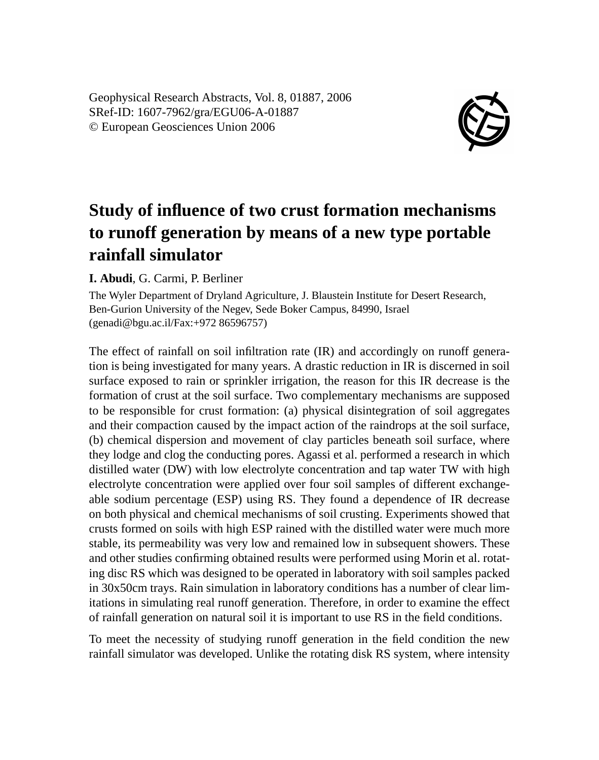Geophysical Research Abstracts, Vol. 8, 01887, 2006
SRef-ID: 1607-7962/gra/EGU06-A-01887
© European Geosciences Union 2006

# Study of influence of two crust formation mechanisms to runoff generation by means of a new type portable rainfall simulator

**I. Abudi**, G. Carmi, P. Berliner

The Wyler Department of Dryland Agriculture, J. Blaustein Institute for Desert Research, Ben-Gurion University of the Negev, Sede Boker Campus, 84990, Israel (genadi@bgu.ac.il/Fax:+972 86596757)

The effect of rainfall on soil infiltration rate (IR) and accordingly on runoff generation is being investigated for many years. A drastic reduction in IR is discerned in soil surface exposed to rain or sprinkler irrigation, the reason for this IR decrease is the formation of crust at the soil surface. Two complementary mechanisms are supposed to be responsible for crust formation: (a) physical disintegration of soil aggregates and their compaction caused by the impact action of the raindrops at the soil surface, (b) chemical dispersion and movement of clay particles beneath soil surface, where they lodge and clog the conducting pores. Agassi et al. performed a research in which distilled water (DW) with low electrolyte concentration and tap water TW with high electrolyte concentration were applied over four soil samples of different exchangeable sodium percentage (ESP) using RS. They found a dependence of IR decrease on both physical and chemical mechanisms of soil crusting. Experiments showed that crusts formed on soils with high ESP rained with the distilled water were much more stable, its permeability was very low and remained low in subsequent showers. These and other studies confirming obtained results were performed using Morin et al. rotating disc RS which was designed to be operated in laboratory with soil samples packed in 30x50cm trays. Rain simulation in laboratory conditions has a number of clear limitations in simulating real runoff generation. Therefore, in order to examine the effect of rainfall generation on natural soil it is important to use RS in the field conditions.

To meet the necessity of studying runoff generation in the field condition the new rainfall simulator was developed. Unlike the rotating disk RS system, where intensity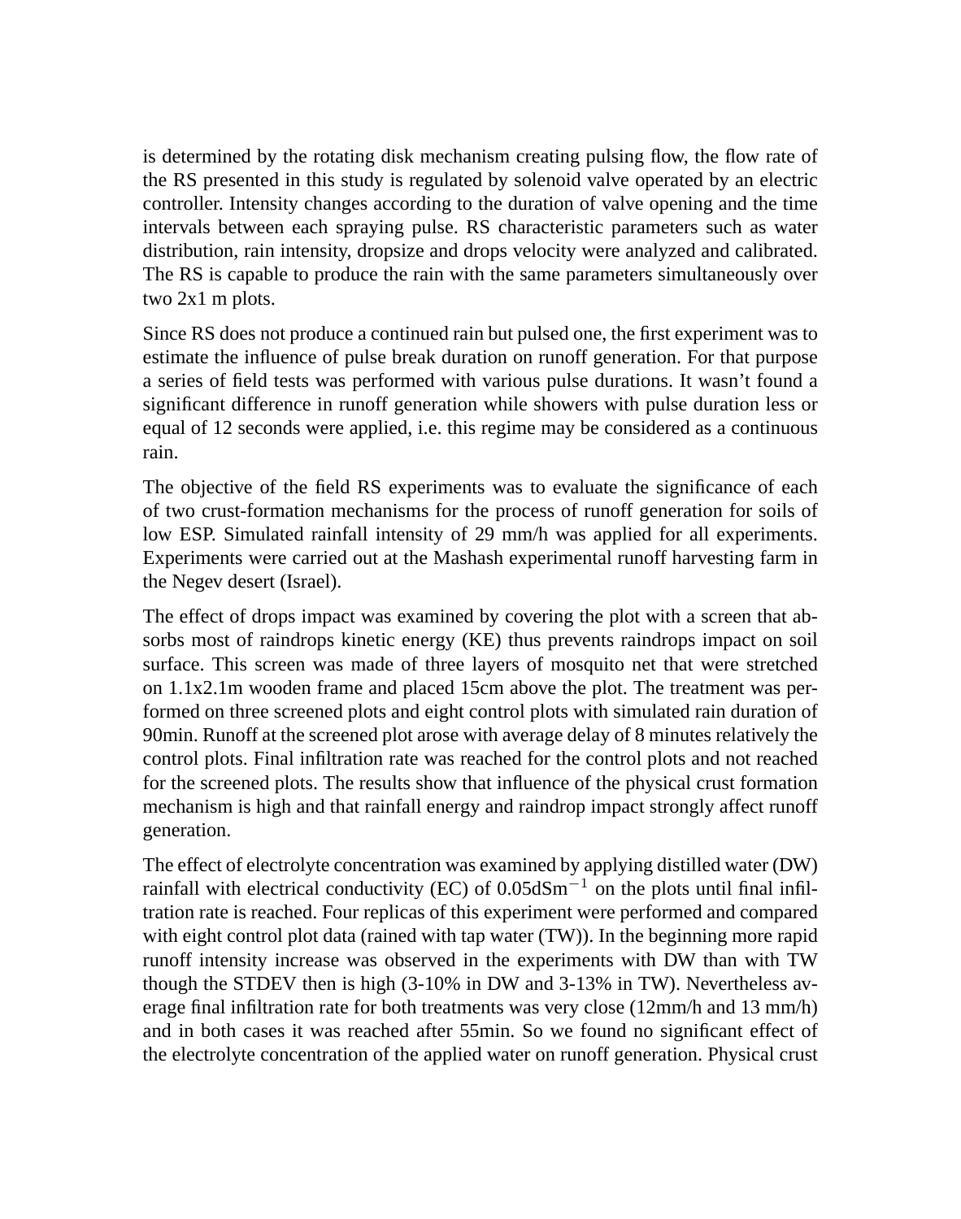is determined by the rotating disk mechanism creating pulsing flow, the flow rate of the RS presented in this study is regulated by solenoid valve operated by an electric controller. Intensity changes according to the duration of valve opening and the time intervals between each spraying pulse. RS characteristic parameters such as water distribution, rain intensity, dropsize and drops velocity were analyzed and calibrated. The RS is capable to produce the rain with the same parameters simultaneously over two 2x1 m plots.

Since RS does not produce a continued rain but pulsed one, the first experiment was to estimate the influence of pulse break duration on runoff generation. For that purpose a series of field tests was performed with various pulse durations. It wasn't found a significant difference in runoff generation while showers with pulse duration less or equal of 12 seconds were applied, i.e. this regime may be considered as a continuous rain.

The objective of the field RS experiments was to evaluate the significance of each of two crust-formation mechanisms for the process of runoff generation for soils of low ESP. Simulated rainfall intensity of 29 mm/h was applied for all experiments. Experiments were carried out at the Mashash experimental runoff harvesting farm in the Negev desert (Israel).

The effect of drops impact was examined by covering the plot with a screen that absorbs most of raindrops kinetic energy (KE) thus prevents raindrops impact on soil surface. This screen was made of three layers of mosquito net that were stretched on 1.1x2.1m wooden frame and placed 15cm above the plot. The treatment was performed on three screened plots and eight control plots with simulated rain duration of 90min. Runoff at the screened plot arose with average delay of 8 minutes relatively the control plots. Final infiltration rate was reached for the control plots and not reached for the screened plots. The results show that influence of the physical crust formation mechanism is high and that rainfall energy and raindrop impact strongly affect runoff generation.

The effect of electrolyte concentration was examined by applying distilled water (DW) rainfall with electrical conductivity (EC) of $0.05 \mathrm{dSm}^{-1}$ on the plots until final infiltration rate is reached. Four replicas of this experiment were performed and compared with eight control plot data (rained with tap water (TW)). In the beginning more rapid runoff intensity increase was observed in the experiments with DW than with TW though the STDEV then is high (3-10% in DW and 3-13% in TW). Nevertheless average final infiltration rate for both treatments was very close (12mm/h and 13 mm/h) and in both cases it was reached after 55min. So we found no significant effect of the electrolyte concentration of the applied water on runoff generation. Physical crust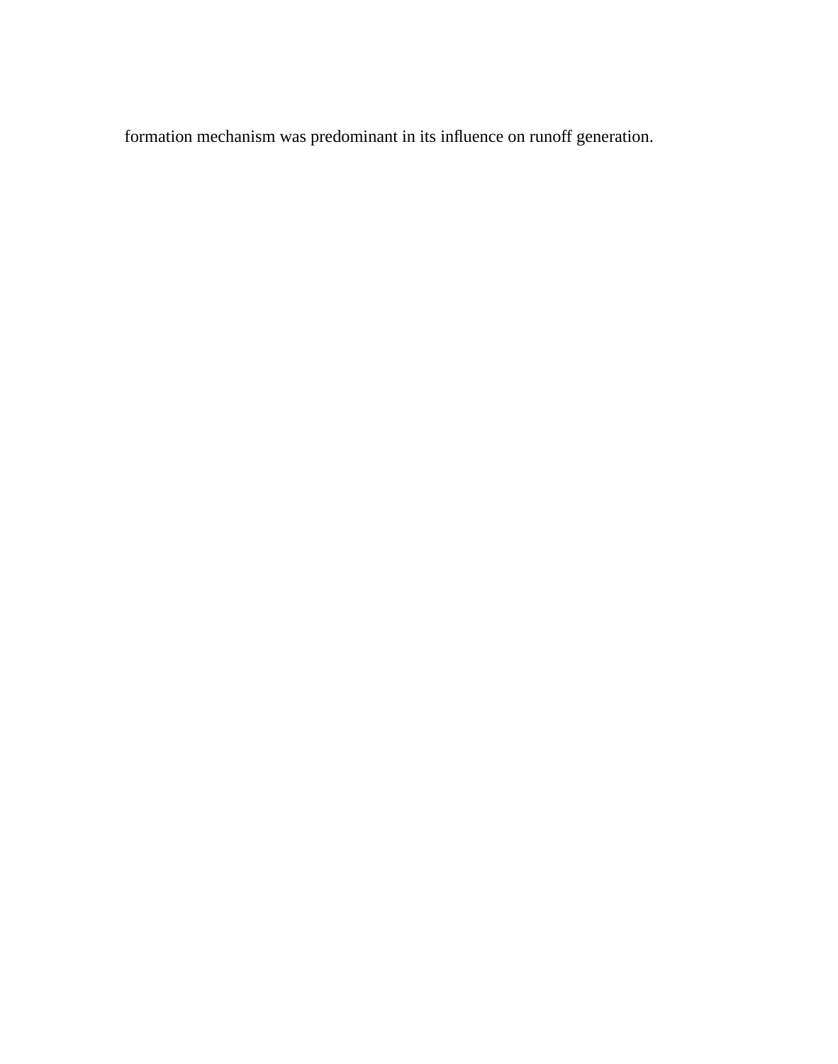formation mechanism was predominant in its influence on runoff generation.